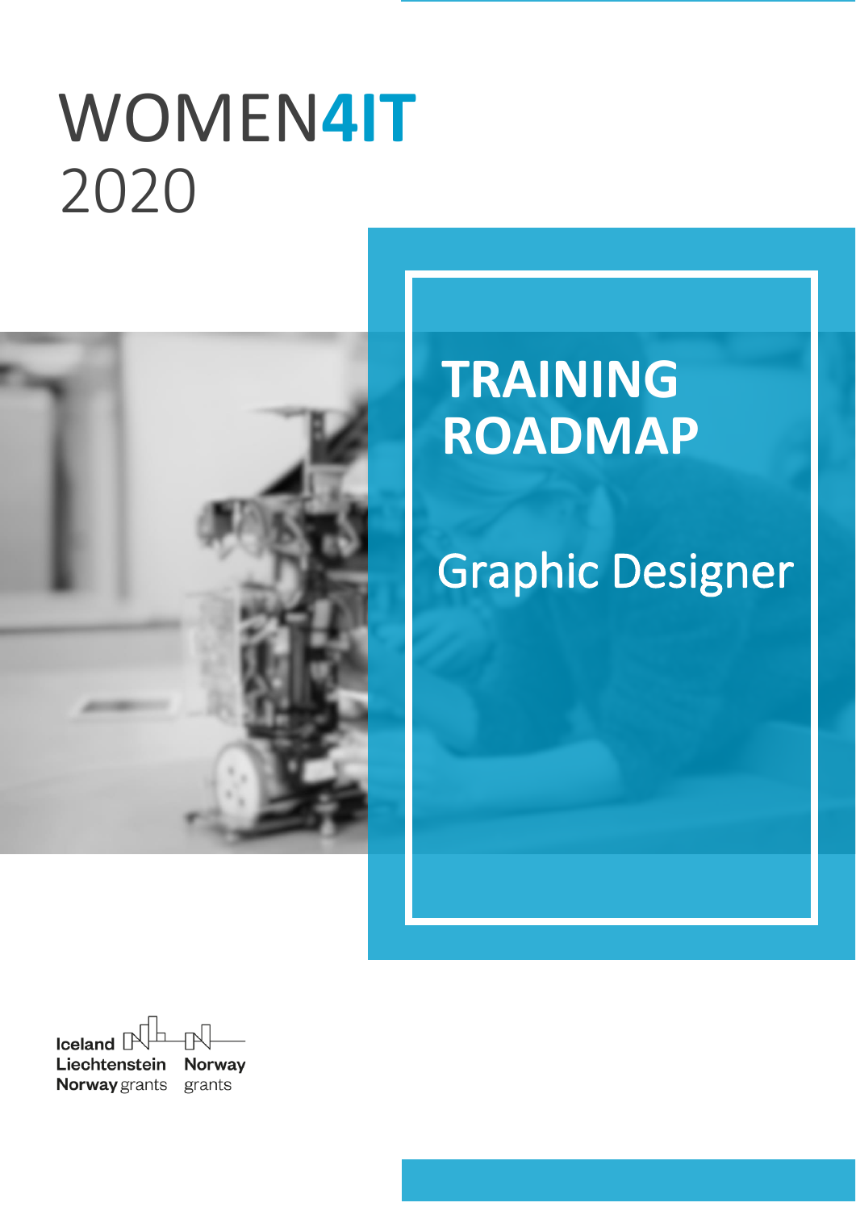# WOMEN4IT
2020

## TRAINING ROADMAP

Graphic Designer

Iceland Liechtenstein Norway grants

Norway grants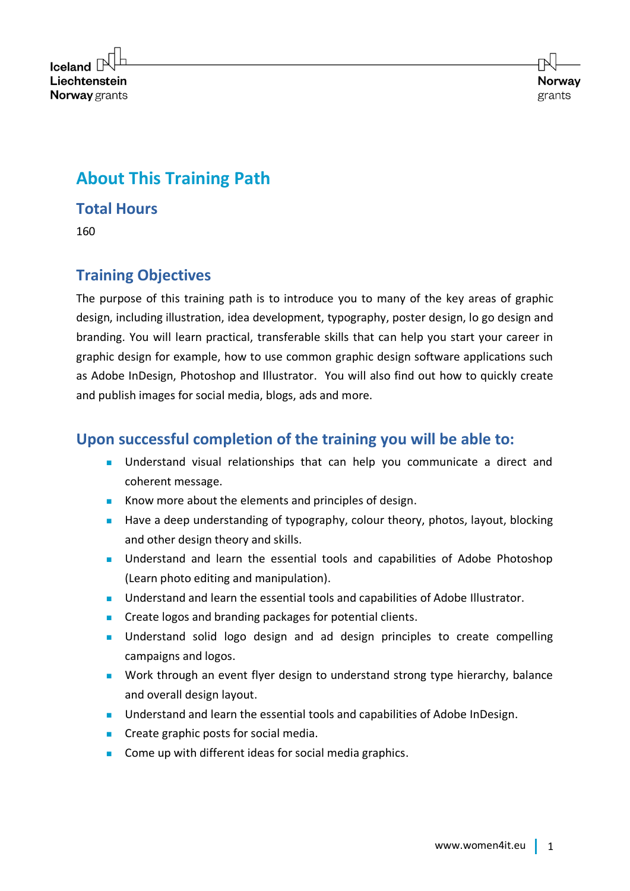# About This Training Path

## Total Hours

160

## Training Objectives

The purpose of this training path is to introduce you to many of the key areas of graphic design, including illustration, idea development, typography, poster design, lo go design and branding. You will learn practical, transferable skills that can help you start your career in graphic design for example, how to use common graphic design software applications such as Adobe InDesign, Photoshop and Illustrator.  You will also find out how to quickly create and publish images for social media, blogs, ads and more.

## Upon successful completion of the training you will be able to:

- Understand visual relationships that can help you communicate a direct and coherent message.
- Know more about the elements and principles of design.
- Have a deep understanding of typography, colour theory, photos, layout, blocking and other design theory and skills.
- Understand and learn the essential tools and capabilities of Adobe Photoshop (Learn photo editing and manipulation).
- Understand and learn the essential tools and capabilities of Adobe Illustrator.
- Create logos and branding packages for potential clients.
- Understand solid logo design and ad design principles to create compelling campaigns and logos.
- Work through an event flyer design to understand strong type hierarchy, balance and overall design layout.
- Understand and learn the essential tools and capabilities of Adobe InDesign.
- Create graphic posts for social media.
- Come up with different ideas for social media graphics.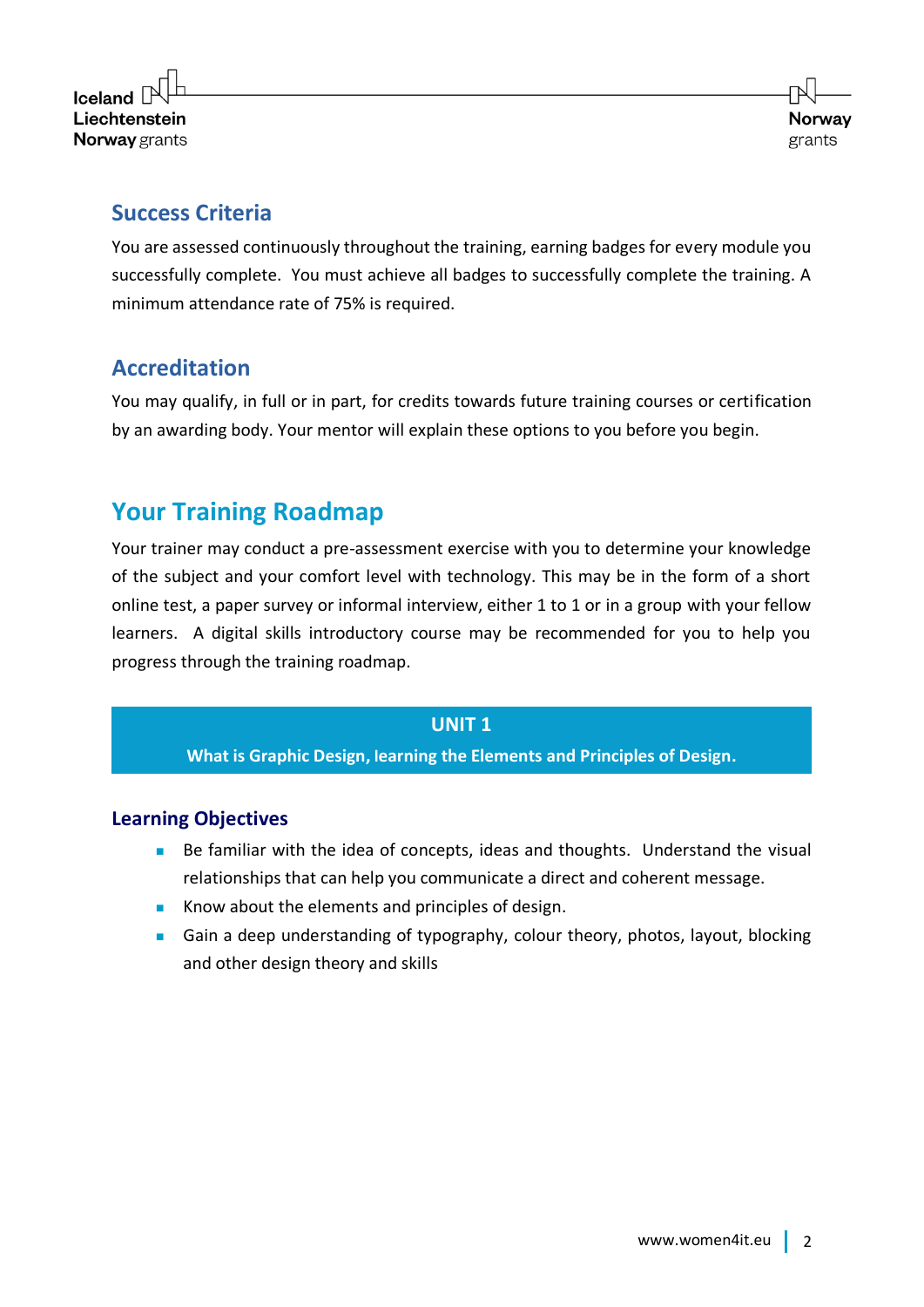## Success Criteria

You are assessed continuously throughout the training, earning badges for every module you successfully complete. You must achieve all badges to successfully complete the training. A minimum attendance rate of 75% is required.

## Accreditation

You may qualify, in full or in part, for credits towards future training courses or certification by an awarding body. Your mentor will explain these options to you before you begin.

# Your Training Roadmap

Your trainer may conduct a pre-assessment exercise with you to determine your knowledge of the subject and your comfort level with technology. This may be in the form of a short online test, a paper survey or informal interview, either 1 to 1 or in a group with your fellow learners. A digital skills introductory course may be recommended for you to help you progress through the training roadmap.

**UNIT 1**

**What is Graphic Design, learning the Elements and Principles of Design.**

### Learning Objectives

- Be familiar with the idea of concepts, ideas and thoughts. Understand the visual relationships that can help you communicate a direct and coherent message.
- Know about the elements and principles of design.
- Gain a deep understanding of typography, colour theory, photos, layout, blocking and other design theory and skills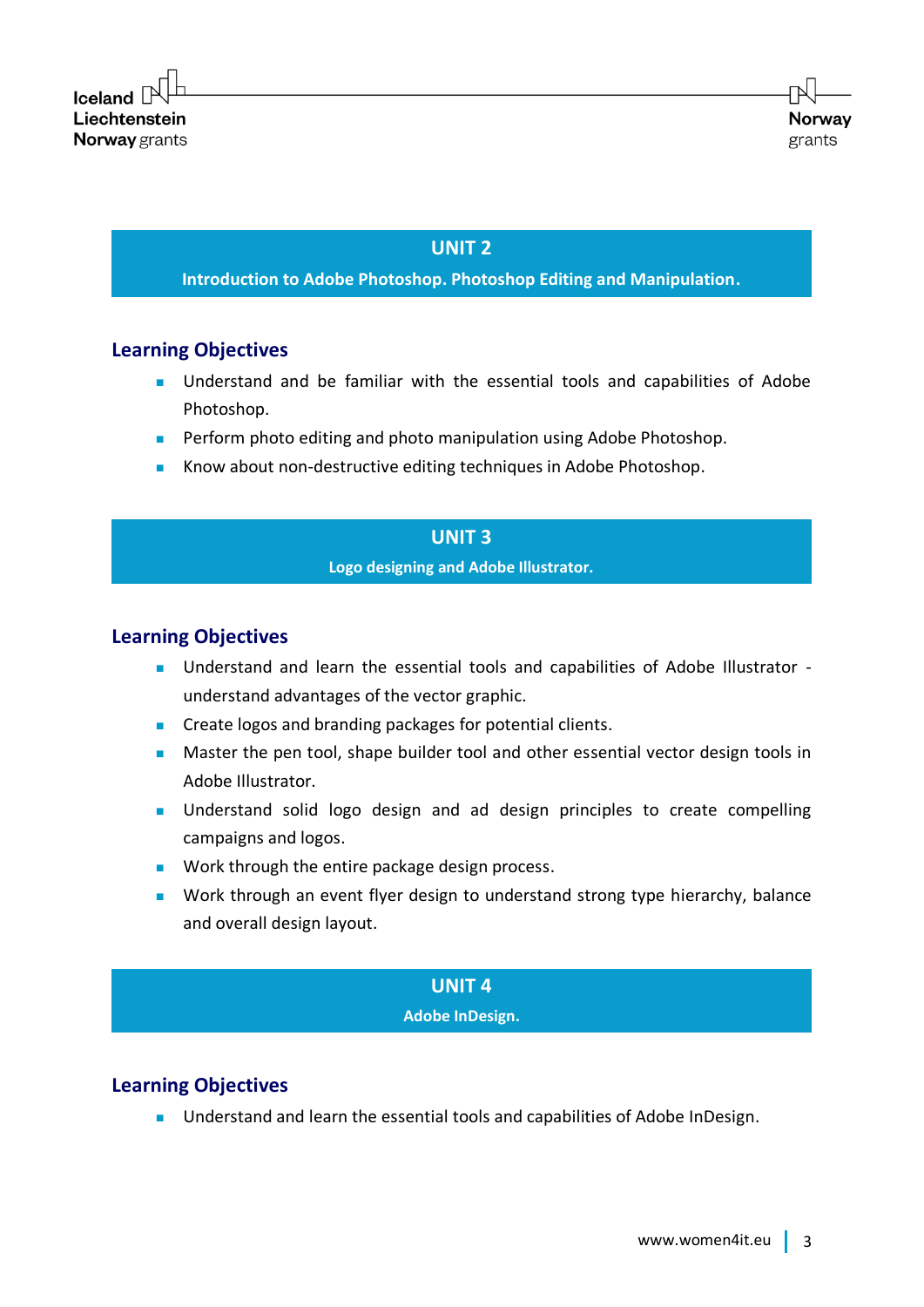## UNIT 2

**Introduction to Adobe Photoshop. Photoshop Editing and Manipulation.**

### Learning Objectives

- Understand and be familiar with the essential tools and capabilities of Adobe Photoshop.
- Perform photo editing and photo manipulation using Adobe Photoshop.
- Know about non-destructive editing techniques in Adobe Photoshop.

## UNIT 3

**Logo designing and Adobe Illustrator.**

### Learning Objectives

- Understand and learn the essential tools and capabilities of Adobe Illustrator - understand advantages of the vector graphic.
- Create logos and branding packages for potential clients.
- Master the pen tool, shape builder tool and other essential vector design tools in Adobe Illustrator.
- Understand solid logo design and ad design principles to create compelling campaigns and logos.
- Work through the entire package design process.
- Work through an event flyer design to understand strong type hierarchy, balance and overall design layout.

## UNIT 4

**Adobe InDesign.**

### Learning Objectives

- Understand and learn the essential tools and capabilities of Adobe InDesign.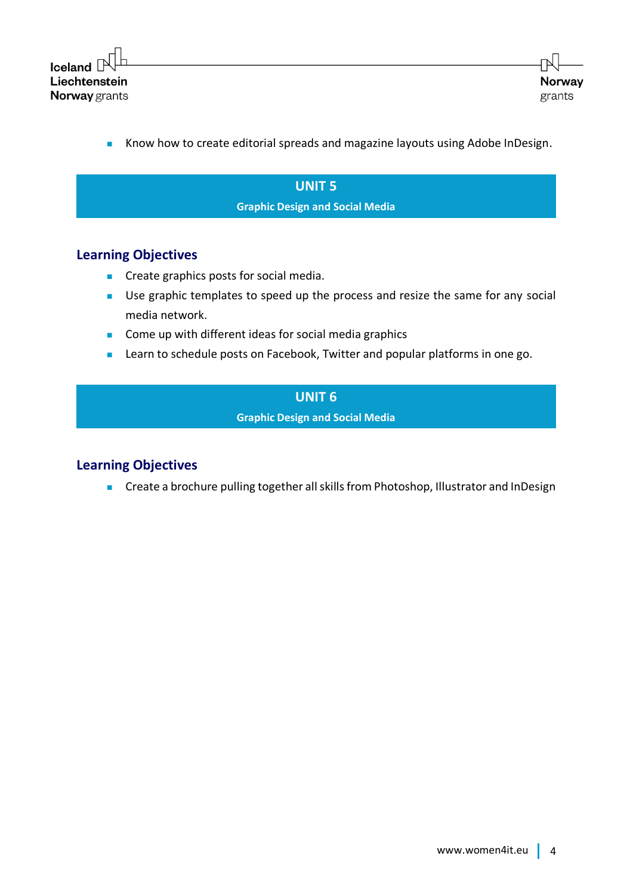- Know how to create editorial spreads and magazine layouts using Adobe InDesign.

## UNIT 5
**Graphic Design and Social Media**

### Learning Objectives

- Create graphics posts for social media.
- Use graphic templates to speed up the process and resize the same for any social media network.
- Come up with different ideas for social media graphics
- Learn to schedule posts on Facebook, Twitter and popular platforms in one go.

## UNIT 6
**Graphic Design and Social Media**

### Learning Objectives

- Create a brochure pulling together all skills from Photoshop, Illustrator and InDesign